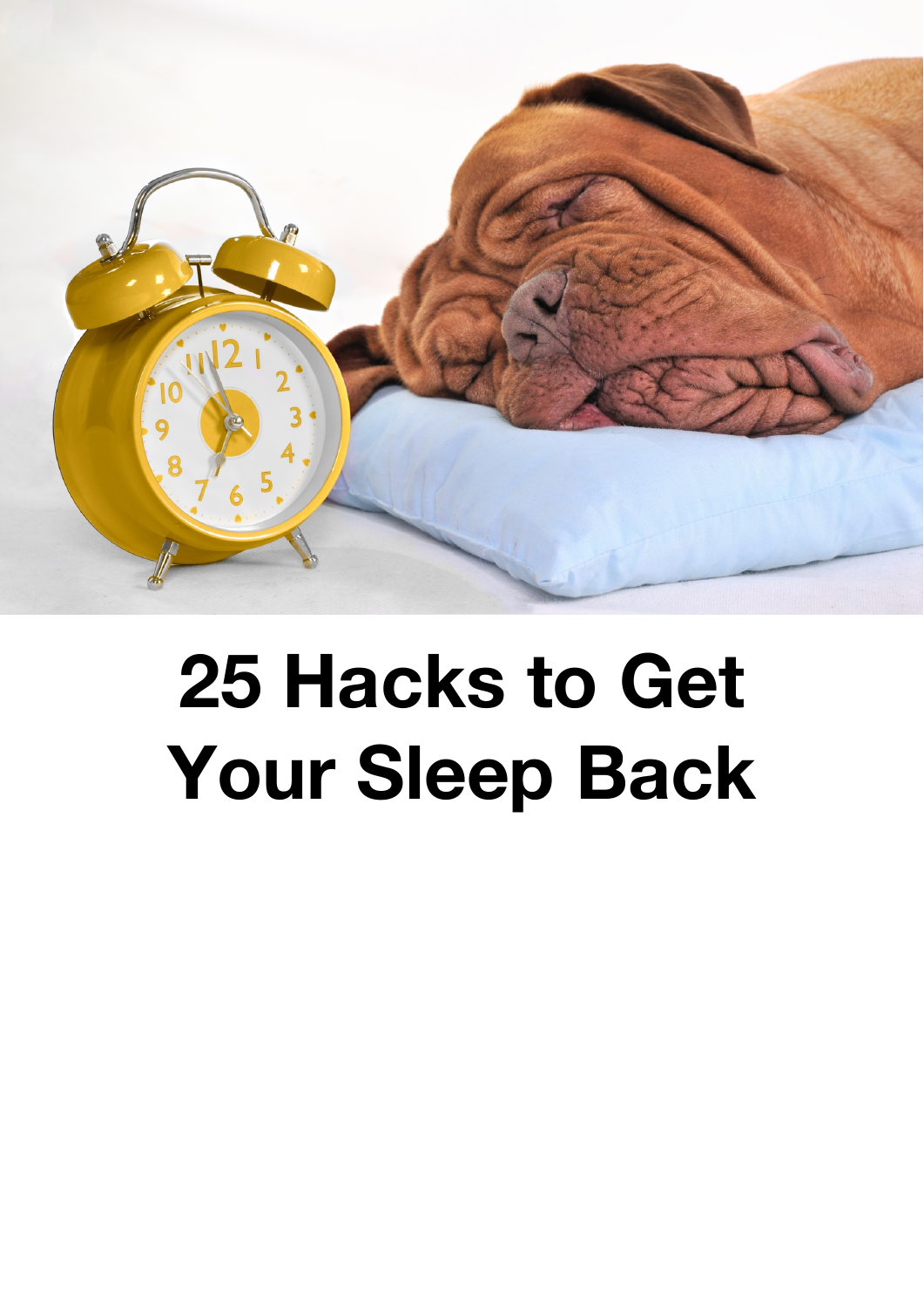# 25 Hacks to Get Your Sleep Back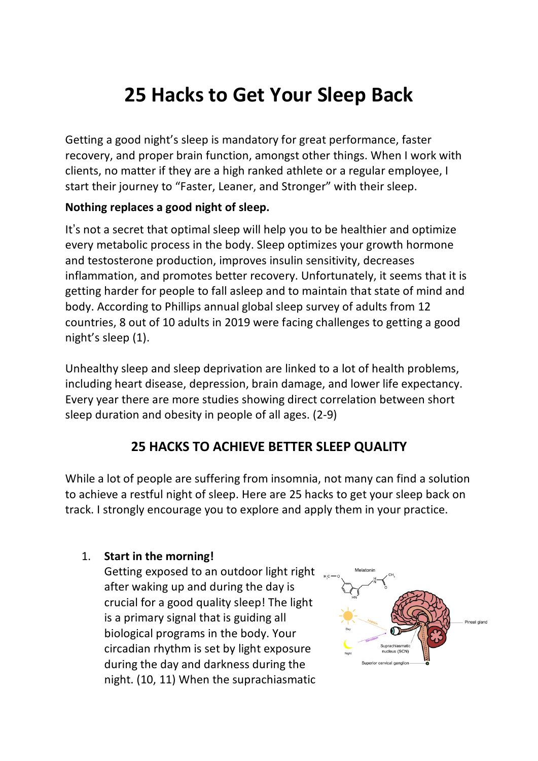# 25 Hacks to Get Your Sleep Back

Getting a good night's sleep is mandatory for great performance, faster recovery, and proper brain function, amongst other things. When I work with clients, no matter if they are a high ranked athlete or a regular employee, I start their journey to "Faster, Leaner, and Stronger" with their sleep.

**Nothing replaces a good night of sleep.**

It's not a secret that optimal sleep will help you to be healthier and optimize every metabolic process in the body. Sleep optimizes your growth hormone and testosterone production, improves insulin sensitivity, decreases inflammation, and promotes better recovery. Unfortunately, it seems that it is getting harder for people to fall asleep and to maintain that state of mind and body. According to Phillips annual global sleep survey of adults from 12 countries, 8 out of 10 adults in 2019 were facing challenges to getting a good night's sleep (1).

Unhealthy sleep and sleep deprivation are linked to a lot of health problems, including heart disease, depression, brain damage, and lower life expectancy. Every year there are more studies showing direct correlation between short sleep duration and obesity in people of all ages. (2-9)

## 25 HACKS TO ACHIEVE BETTER SLEEP QUALITY

While a lot of people are suffering from insomnia, not many can find a solution to achieve a restful night of sleep. Here are 25 hacks to get your sleep back on track. I strongly encourage you to explore and apply them in your practice.

1. **Start in the morning!**
   Getting exposed to an outdoor light right after waking up and during the day is crucial for a good quality sleep! The light is a primary signal that is guiding all biological programs in the body. Your circadian rhythm is set by light exposure during the day and darkness during the night. (10, 11) When the suprachiasmatic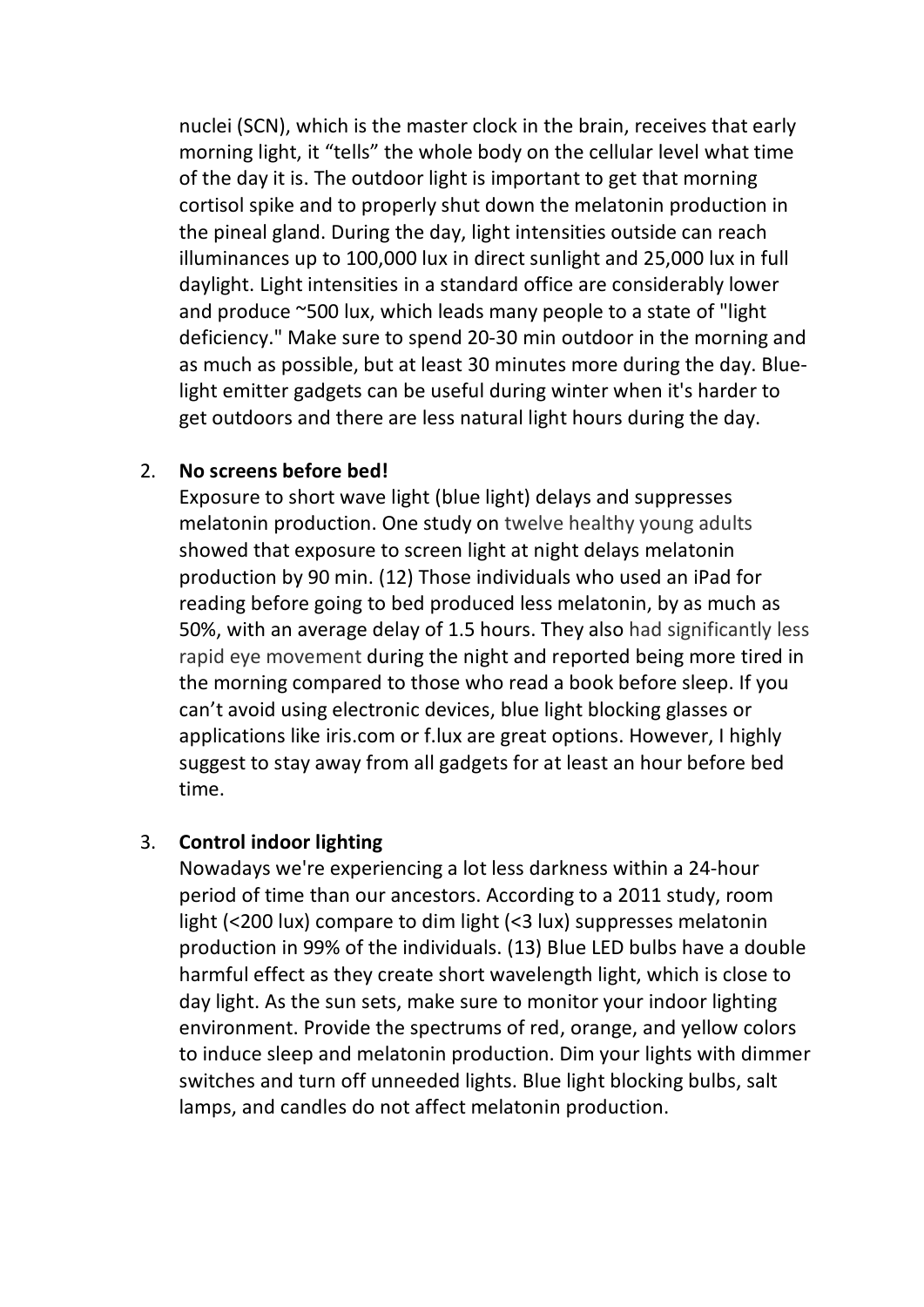nuclei (SCN), which is the master clock in the brain, receives that early morning light, it "tells" the whole body on the cellular level what time of the day it is. The outdoor light is important to get that morning cortisol spike and to properly shut down the melatonin production in the pineal gland. During the day, light intensities outside can reach illuminances up to 100,000 lux in direct sunlight and 25,000 lux in full daylight. Light intensities in a standard office are considerably lower and produce ~500 lux, which leads many people to a state of "light deficiency." Make sure to spend 20-30 min outdoor in the morning and as much as possible, but at least 30 minutes more during the day. Blue-light emitter gadgets can be useful during winter when it's harder to get outdoors and there are less natural light hours during the day.

2. **No screens before bed!**
   Exposure to short wave light (blue light) delays and suppresses melatonin production. One study on twelve healthy young adults showed that exposure to screen light at night delays melatonin production by 90 min. (12) Those individuals who used an iPad for reading before going to bed produced less melatonin, by as much as 50%, with an average delay of 1.5 hours. They also had significantly less rapid eye movement during the night and reported being more tired in the morning compared to those who read a book before sleep. If you can't avoid using electronic devices, blue light blocking glasses or applications like iris.com or f.lux are great options. However, I highly suggest to stay away from all gadgets for at least an hour before bed time.

3. **Control indoor lighting**
   Nowadays we're experiencing a lot less darkness within a 24-hour period of time than our ancestors. According to a 2011 study, room light (<200 lux) compare to dim light (<3 lux) suppresses melatonin production in 99% of the individuals. (13) Blue LED bulbs have a double harmful effect as they create short wavelength light, which is close to day light. As the sun sets, make sure to monitor your indoor lighting environment. Provide the spectrums of red, orange, and yellow colors to induce sleep and melatonin production. Dim your lights with dimmer switches and turn off unneeded lights. Blue light blocking bulbs, salt lamps, and candles do not affect melatonin production.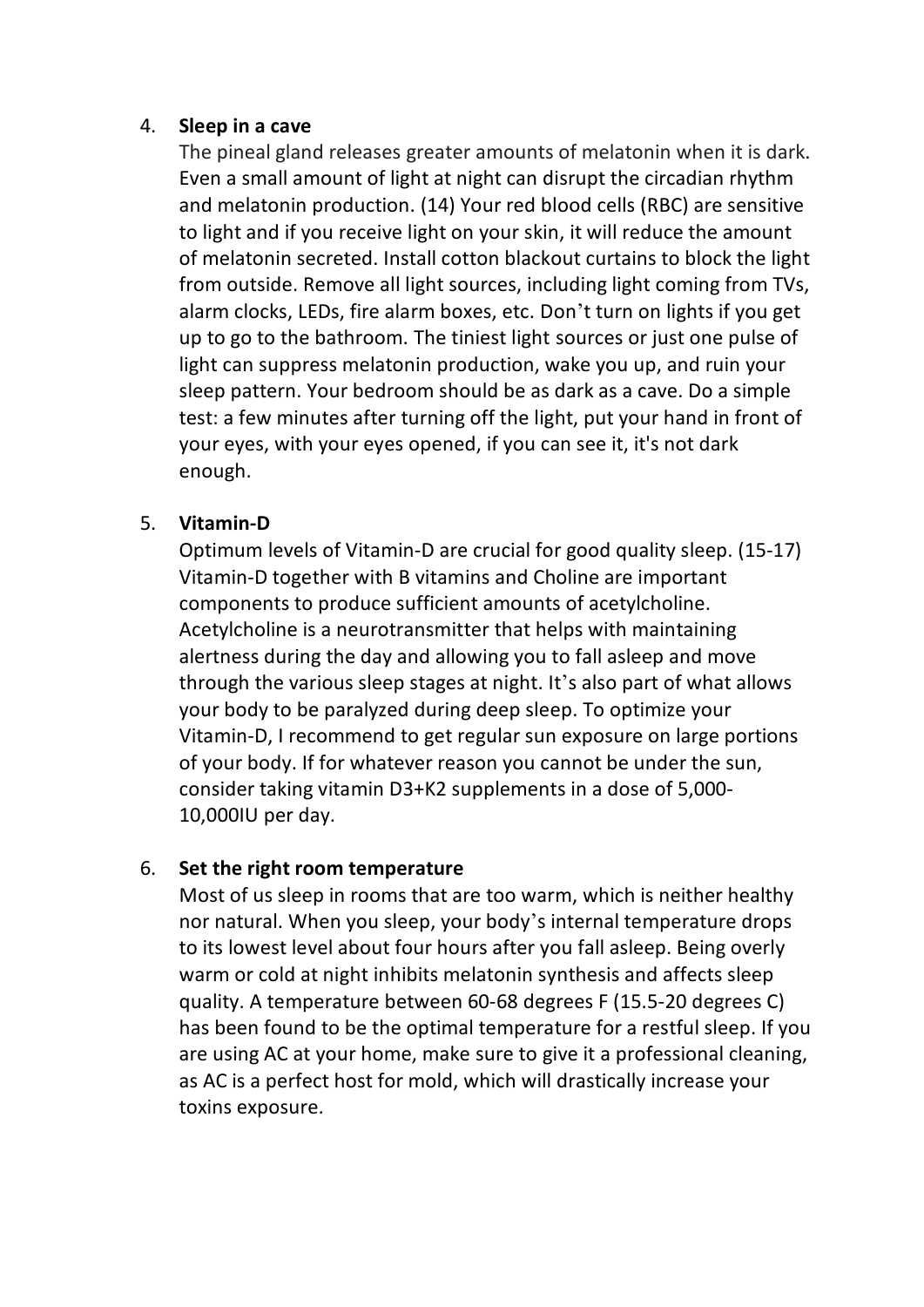4. **Sleep in a cave**

   The pineal gland releases greater amounts of melatonin when it is dark. Even a small amount of light at night can disrupt the circadian rhythm and melatonin production. (14) Your red blood cells (RBC) are sensitive to light and if you receive light on your skin, it will reduce the amount of melatonin secreted. Install cotton blackout curtains to block the light from outside. Remove all light sources, including light coming from TVs, alarm clocks, LEDs, fire alarm boxes, etc. Don't turn on lights if you get up to go to the bathroom. The tiniest light sources or just one pulse of light can suppress melatonin production, wake you up, and ruin your sleep pattern. Your bedroom should be as dark as a cave. Do a simple test: a few minutes after turning off the light, put your hand in front of your eyes, with your eyes opened, if you can see it, it's not dark enough.

5. **Vitamin-D**

   Optimum levels of Vitamin-D are crucial for good quality sleep. (15-17) Vitamin-D together with B vitamins and Choline are important components to produce sufficient amounts of acetylcholine. Acetylcholine is a neurotransmitter that helps with maintaining alertness during the day and allowing you to fall asleep and move through the various sleep stages at night. It's also part of what allows your body to be paralyzed during deep sleep. To optimize your Vitamin-D, I recommend to get regular sun exposure on large portions of your body. If for whatever reason you cannot be under the sun, consider taking vitamin D3+K2 supplements in a dose of 5,000-10,000IU per day.

6. **Set the right room temperature**

   Most of us sleep in rooms that are too warm, which is neither healthy nor natural. When you sleep, your body's internal temperature drops to its lowest level about four hours after you fall asleep. Being overly warm or cold at night inhibits melatonin synthesis and affects sleep quality. A temperature between 60-68 degrees F (15.5-20 degrees C) has been found to be the optimal temperature for a restful sleep. If you are using AC at your home, make sure to give it a professional cleaning, as AC is a perfect host for mold, which will drastically increase your toxins exposure.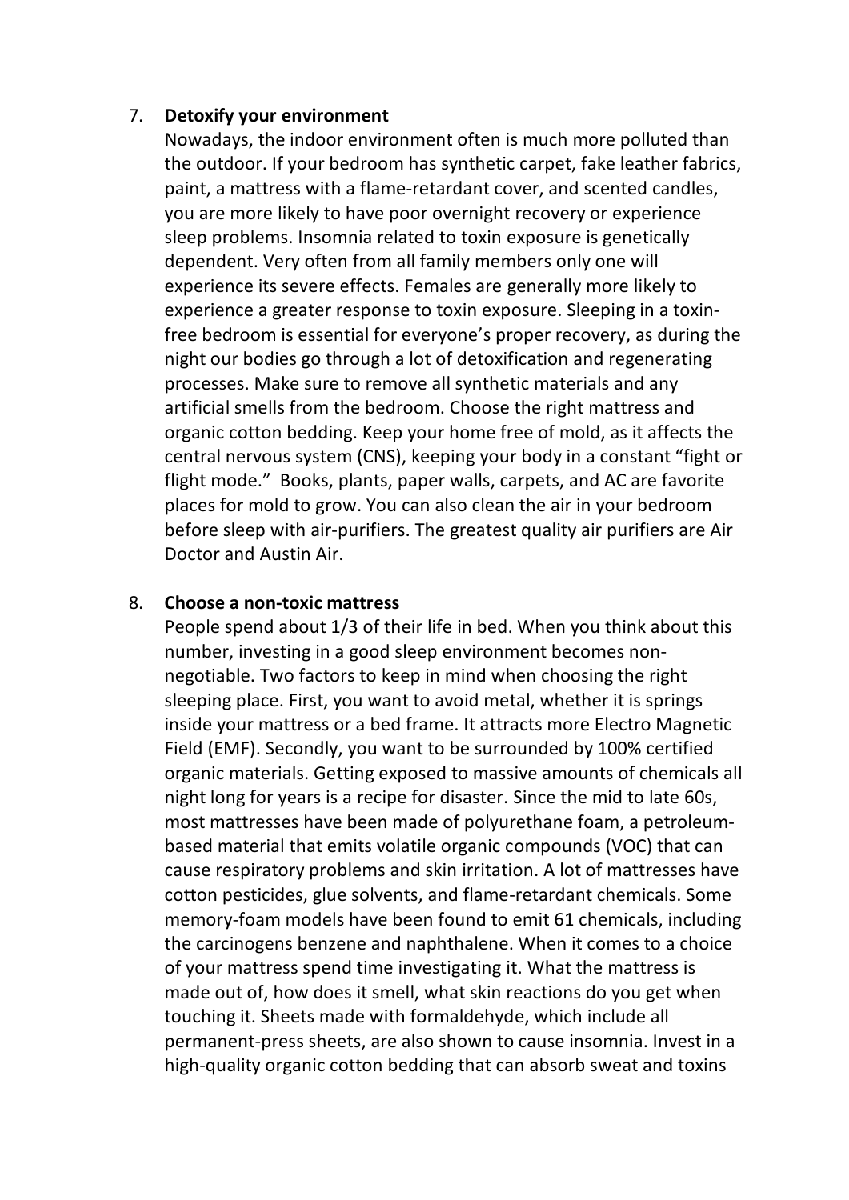7. **Detoxify your environment**
   Nowadays, the indoor environment often is much more polluted than the outdoor. If your bedroom has synthetic carpet, fake leather fabrics, paint, a mattress with a flame-retardant cover, and scented candles, you are more likely to have poor overnight recovery or experience sleep problems. Insomnia related to toxin exposure is genetically dependent. Very often from all family members only one will experience its severe effects. Females are generally more likely to experience a greater response to toxin exposure. Sleeping in a toxin-free bedroom is essential for everyone's proper recovery, as during the night our bodies go through a lot of detoxification and regenerating processes. Make sure to remove all synthetic materials and any artificial smells from the bedroom. Choose the right mattress and organic cotton bedding. Keep your home free of mold, as it affects the central nervous system (CNS), keeping your body in a constant "fight or flight mode." Books, plants, paper walls, carpets, and AC are favorite places for mold to grow. You can also clean the air in your bedroom before sleep with air-purifiers. The greatest quality air purifiers are Air Doctor and Austin Air.

8. **Choose a non-toxic mattress**
   People spend about 1/3 of their life in bed. When you think about this number, investing in a good sleep environment becomes non-negotiable. Two factors to keep in mind when choosing the right sleeping place. First, you want to avoid metal, whether it is springs inside your mattress or a bed frame. It attracts more Electro Magnetic Field (EMF). Secondly, you want to be surrounded by 100% certified organic materials. Getting exposed to massive amounts of chemicals all night long for years is a recipe for disaster. Since the mid to late 60s, most mattresses have been made of polyurethane foam, a petroleum-based material that emits volatile organic compounds (VOC) that can cause respiratory problems and skin irritation. A lot of mattresses have cotton pesticides, glue solvents, and flame-retardant chemicals. Some memory-foam models have been found to emit 61 chemicals, including the carcinogens benzene and naphthalene. When it comes to a choice of your mattress spend time investigating it. What the mattress is made out of, how does it smell, what skin reactions do you get when touching it. Sheets made with formaldehyde, which include all permanent-press sheets, are also shown to cause insomnia. Invest in a high-quality organic cotton bedding that can absorb sweat and toxins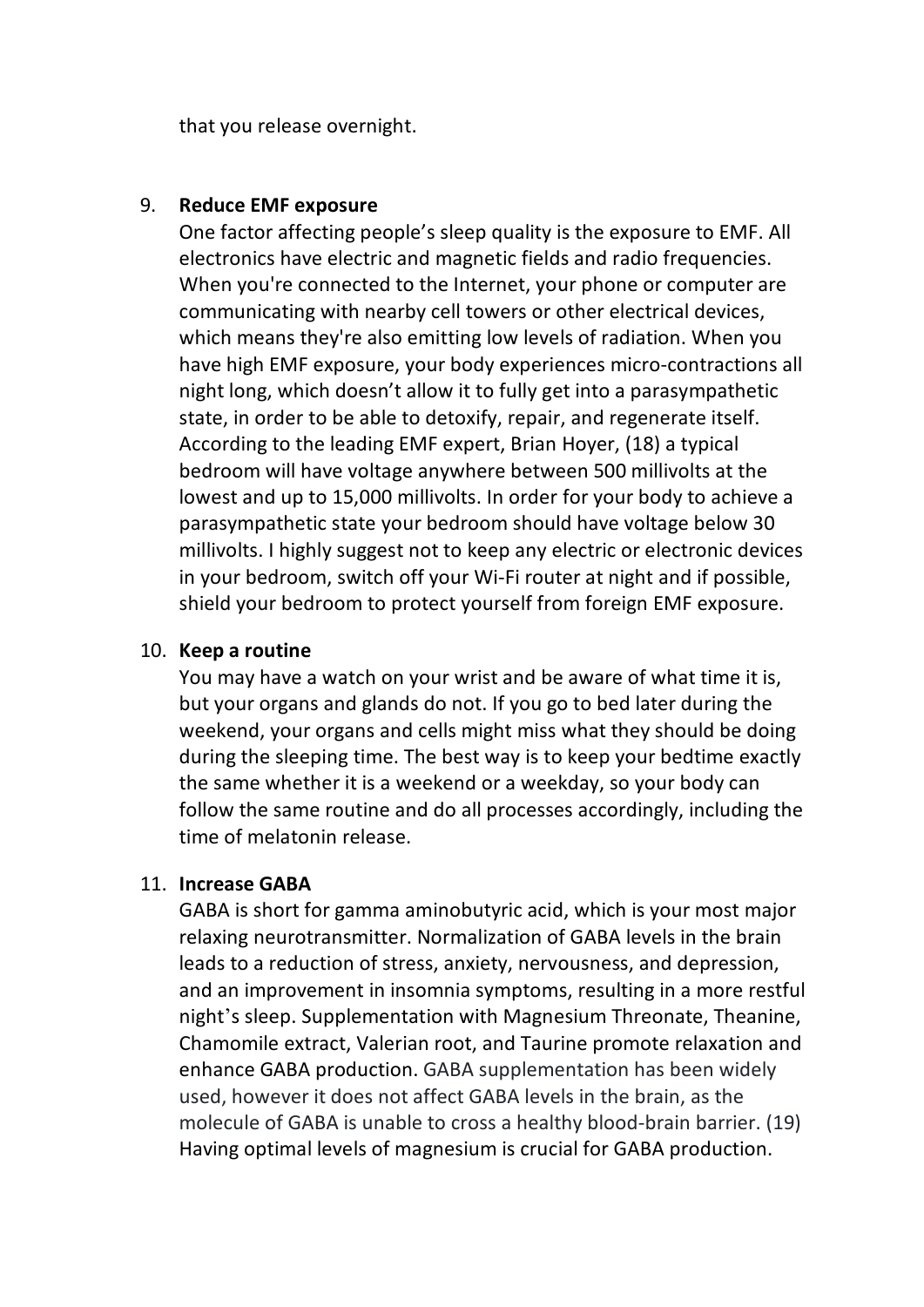that you release overnight.

9. **Reduce EMF exposure**
   One factor affecting people's sleep quality is the exposure to EMF. All electronics have electric and magnetic fields and radio frequencies. When you're connected to the Internet, your phone or computer are communicating with nearby cell towers or other electrical devices, which means they're also emitting low levels of radiation. When you have high EMF exposure, your body experiences micro-contractions all night long, which doesn't allow it to fully get into a parasympathetic state, in order to be able to detoxify, repair, and regenerate itself. According to the leading EMF expert, Brian Hoyer, (18) a typical bedroom will have voltage anywhere between 500 millivolts at the lowest and up to 15,000 millivolts. In order for your body to achieve a parasympathetic state your bedroom should have voltage below 30 millivolts. I highly suggest not to keep any electric or electronic devices in your bedroom, switch off your Wi-Fi router at night and if possible, shield your bedroom to protect yourself from foreign EMF exposure.

10. **Keep a routine**
    You may have a watch on your wrist and be aware of what time it is, but your organs and glands do not. If you go to bed later during the weekend, your organs and cells might miss what they should be doing during the sleeping time. The best way is to keep your bedtime exactly the same whether it is a weekend or a weekday, so your body can follow the same routine and do all processes accordingly, including the time of melatonin release.

11. **Increase GABA**
    GABA is short for gamma aminobutyric acid, which is your most major relaxing neurotransmitter. Normalization of GABA levels in the brain leads to a reduction of stress, anxiety, nervousness, and depression, and an improvement in insomnia symptoms, resulting in a more restful night's sleep. Supplementation with Magnesium Threonate, Theanine, Chamomile extract, Valerian root, and Taurine promote relaxation and enhance GABA production. GABA supplementation has been widely used, however it does not affect GABA levels in the brain, as the molecule of GABA is unable to cross a healthy blood-brain barrier. (19) Having optimal levels of magnesium is crucial for GABA production.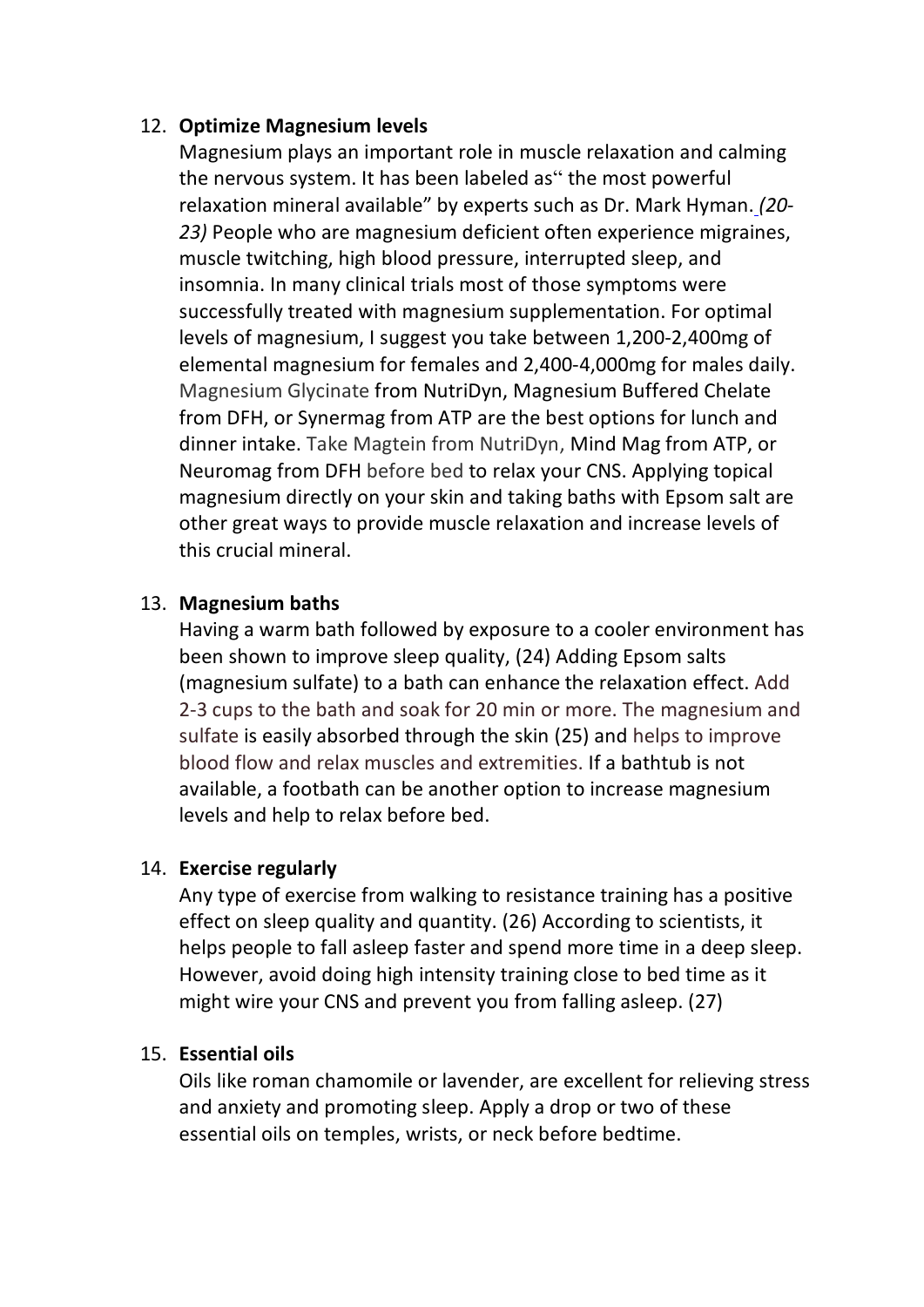12. **Optimize Magnesium levels**
    Magnesium plays an important role in muscle relaxation and calming the nervous system. It has been labeled as" the most powerful relaxation mineral available" by experts such as Dr. Mark Hyman. *(20-23)* People who are magnesium deficient often experience migraines, muscle twitching, high blood pressure, interrupted sleep, and insomnia. In many clinical trials most of those symptoms were successfully treated with magnesium supplementation. For optimal levels of magnesium, I suggest you take between 1,200-2,400mg of elemental magnesium for females and 2,400-4,000mg for males daily. Magnesium Glycinate from NutriDyn, Magnesium Buffered Chelate from DFH, or Synermag from ATP are the best options for lunch and dinner intake. Take Magtein from NutriDyn, Mind Mag from ATP, or Neuromag from DFH before bed to relax your CNS. Applying topical magnesium directly on your skin and taking baths with Epsom salt are other great ways to provide muscle relaxation and increase levels of this crucial mineral.

13. **Magnesium baths**
    Having a warm bath followed by exposure to a cooler environment has been shown to improve sleep quality, (24) Adding Epsom salts (magnesium sulfate) to a bath can enhance the relaxation effect. Add 2-3 cups to the bath and soak for 20 min or more. The magnesium and sulfate is easily absorbed through the skin (25) and helps to improve blood flow and relax muscles and extremities. If a bathtub is not available, a footbath can be another option to increase magnesium levels and help to relax before bed.

14. **Exercise regularly**
    Any type of exercise from walking to resistance training has a positive effect on sleep quality and quantity. (26) According to scientists, it helps people to fall asleep faster and spend more time in a deep sleep. However, avoid doing high intensity training close to bed time as it might wire your CNS and prevent you from falling asleep. (27)

15. **Essential oils**
    Oils like roman chamomile or lavender, are excellent for relieving stress and anxiety and promoting sleep. Apply a drop or two of these essential oils on temples, wrists, or neck before bedtime.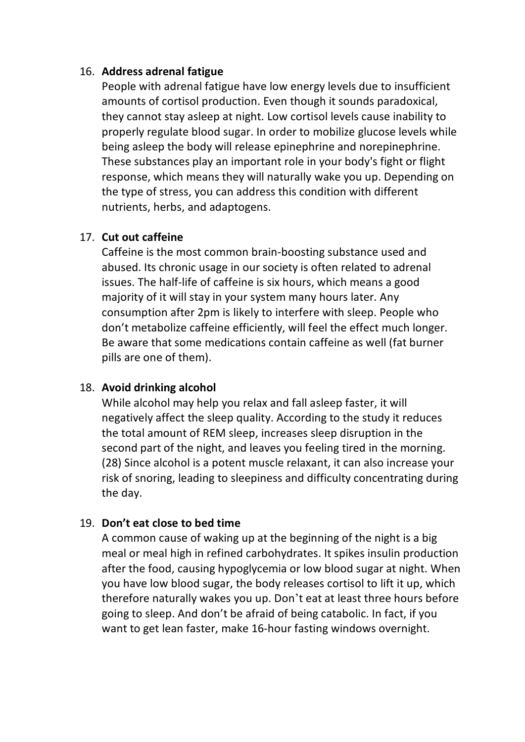16. **Address adrenal fatigue**
    People with adrenal fatigue have low energy levels due to insufficient amounts of cortisol production. Even though it sounds paradoxical, they cannot stay asleep at night. Low cortisol levels cause inability to properly regulate blood sugar. In order to mobilize glucose levels while being asleep the body will release epinephrine and norepinephrine. These substances play an important role in your body's fight or flight response, which means they will naturally wake you up. Depending on the type of stress, you can address this condition with different nutrients, herbs, and adaptogens.

17. **Cut out caffeine**
    Caffeine is the most common brain-boosting substance used and abused. Its chronic usage in our society is often related to adrenal issues. The half-life of caffeine is six hours, which means a good majority of it will stay in your system many hours later. Any consumption after 2pm is likely to interfere with sleep. People who don't metabolize caffeine efficiently, will feel the effect much longer. Be aware that some medications contain caffeine as well (fat burner pills are one of them).

18. **Avoid drinking alcohol**
    While alcohol may help you relax and fall asleep faster, it will negatively affect the sleep quality. According to the study it reduces the total amount of REM sleep, increases sleep disruption in the second part of the night, and leaves you feeling tired in the morning. (28) Since alcohol is a potent muscle relaxant, it can also increase your risk of snoring, leading to sleepiness and difficulty concentrating during the day.

19. **Don't eat close to bed time**
    A common cause of waking up at the beginning of the night is a big meal or meal high in refined carbohydrates. It spikes insulin production after the food, causing hypoglycemia or low blood sugar at night. When you have low blood sugar, the body releases cortisol to lift it up, which therefore naturally wakes you up. Don't eat at least three hours before going to sleep. And don't be afraid of being catabolic. In fact, if you want to get lean faster, make 16-hour fasting windows overnight.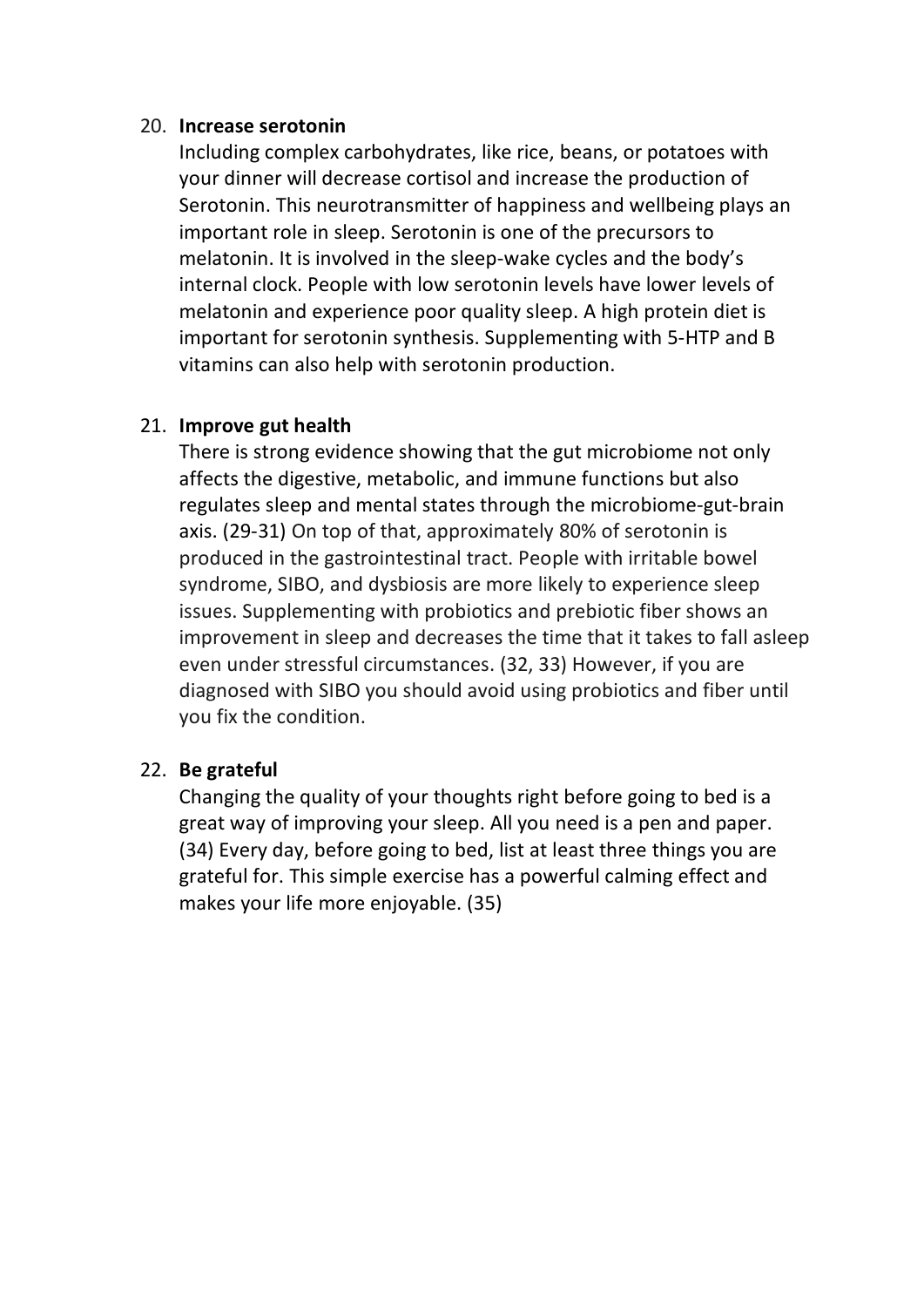20. **Increase serotonin**

    Including complex carbohydrates, like rice, beans, or potatoes with your dinner will decrease cortisol and increase the production of Serotonin. This neurotransmitter of happiness and wellbeing plays an important role in sleep. Serotonin is one of the precursors to melatonin. It is involved in the sleep-wake cycles and the body's internal clock. People with low serotonin levels have lower levels of melatonin and experience poor quality sleep. A high protein diet is important for serotonin synthesis. Supplementing with 5-HTP and B vitamins can also help with serotonin production.

21. **Improve gut health**

    There is strong evidence showing that the gut microbiome not only affects the digestive, metabolic, and immune functions but also regulates sleep and mental states through the microbiome-gut-brain axis. (29-31) On top of that, approximately 80% of serotonin is produced in the gastrointestinal tract. People with irritable bowel syndrome, SIBO, and dysbiosis are more likely to experience sleep issues. Supplementing with probiotics and prebiotic fiber shows an improvement in sleep and decreases the time that it takes to fall asleep even under stressful circumstances. (32, 33) However, if you are diagnosed with SIBO you should avoid using probiotics and fiber until you fix the condition.

22. **Be grateful**

    Changing the quality of your thoughts right before going to bed is a great way of improving your sleep. All you need is a pen and paper. (34) Every day, before going to bed, list at least three things you are grateful for. This simple exercise has a powerful calming effect and makes your life more enjoyable. (35)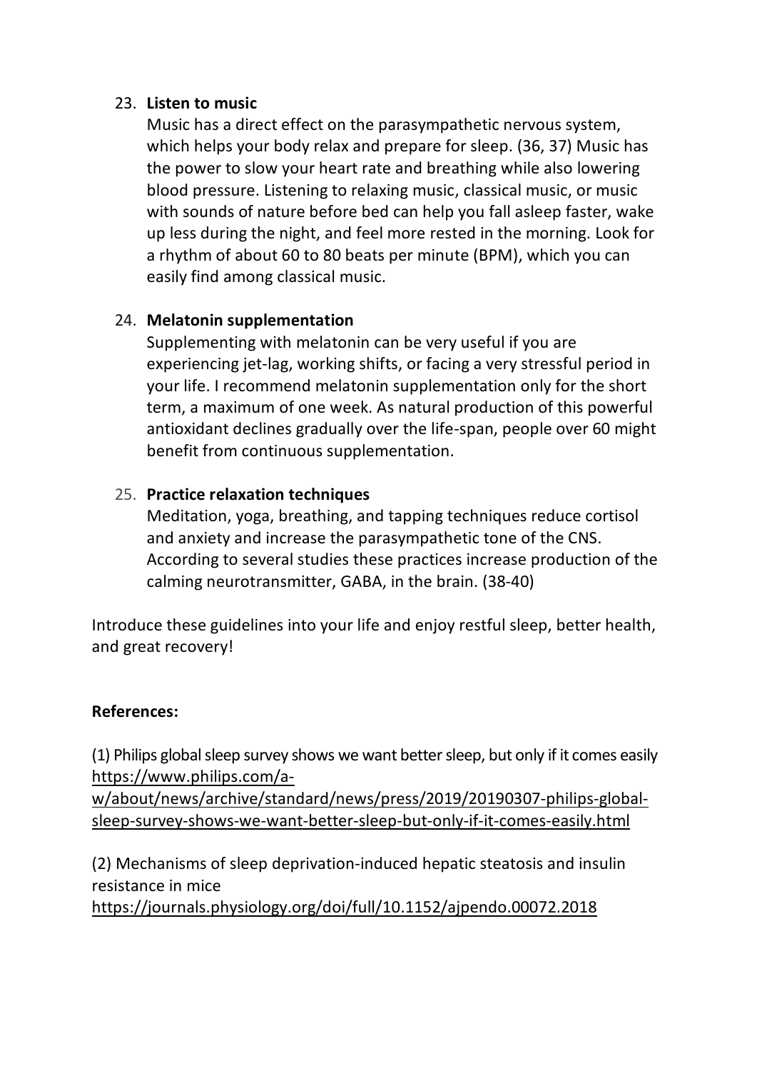23. **Listen to music**

    Music has a direct effect on the parasympathetic nervous system, which helps your body relax and prepare for sleep. (36, 37) Music has the power to slow your heart rate and breathing while also lowering blood pressure. Listening to relaxing music, classical music, or music with sounds of nature before bed can help you fall asleep faster, wake up less during the night, and feel more rested in the morning. Look for a rhythm of about 60 to 80 beats per minute (BPM), which you can easily find among classical music.

24. **Melatonin supplementation**

    Supplementing with melatonin can be very useful if you are experiencing jet-lag, working shifts, or facing a very stressful period in your life. I recommend melatonin supplementation only for the short term, a maximum of one week. As natural production of this powerful antioxidant declines gradually over the life-span, people over 60 might benefit from continuous supplementation.

25. **Practice relaxation techniques**

    Meditation, yoga, breathing, and tapping techniques reduce cortisol and anxiety and increase the parasympathetic tone of the CNS. According to several studies these practices increase production of the calming neurotransmitter, GABA, in the brain. (38-40)

Introduce these guidelines into your life and enjoy restful sleep, better health, and great recovery!

**References:**

(1) Philips global sleep survey shows we want better sleep, but only if it comes easily https://www.philips.com/a-w/about/news/archive/standard/news/press/2019/20190307-philips-global-sleep-survey-shows-we-want-better-sleep-but-only-if-it-comes-easily.html

(2) Mechanisms of sleep deprivation-induced hepatic steatosis and insulin resistance in mice https://journals.physiology.org/doi/full/10.1152/ajpendo.00072.2018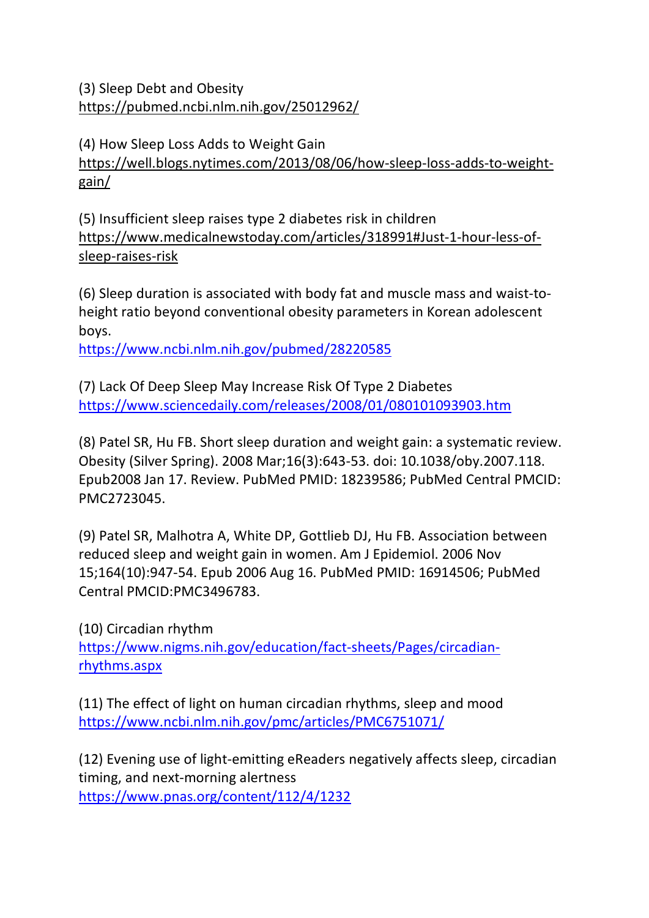(3) Sleep Debt and Obesity
https://pubmed.ncbi.nlm.nih.gov/25012962/

(4) How Sleep Loss Adds to Weight Gain
https://well.blogs.nytimes.com/2013/08/06/how-sleep-loss-adds-to-weight-gain/

(5) Insufficient sleep raises type 2 diabetes risk in children
https://www.medicalnewstoday.com/articles/318991#Just-1-hour-less-of-sleep-raises-risk

(6) Sleep duration is associated with body fat and muscle mass and waist-to-height ratio beyond conventional obesity parameters in Korean adolescent boys.
https://www.ncbi.nlm.nih.gov/pubmed/28220585

(7) Lack Of Deep Sleep May Increase Risk Of Type 2 Diabetes
https://www.sciencedaily.com/releases/2008/01/080101093903.htm

(8) Patel SR, Hu FB. Short sleep duration and weight gain: a systematic review. Obesity (Silver Spring). 2008 Mar;16(3):643-53. doi: 10.1038/oby.2007.118. Epub2008 Jan 17. Review. PubMed PMID: 18239586; PubMed Central PMCID: PMC2723045.

(9) Patel SR, Malhotra A, White DP, Gottlieb DJ, Hu FB. Association between reduced sleep and weight gain in women. Am J Epidemiol. 2006 Nov 15;164(10):947-54. Epub 2006 Aug 16. PubMed PMID: 16914506; PubMed Central PMCID:PMC3496783.

(10) Circadian rhythm
https://www.nigms.nih.gov/education/fact-sheets/Pages/circadian-rhythms.aspx

(11) The effect of light on human circadian rhythms, sleep and mood
https://www.ncbi.nlm.nih.gov/pmc/articles/PMC6751071/

(12) Evening use of light-emitting eReaders negatively affects sleep, circadian timing, and next-morning alertness
https://www.pnas.org/content/112/4/1232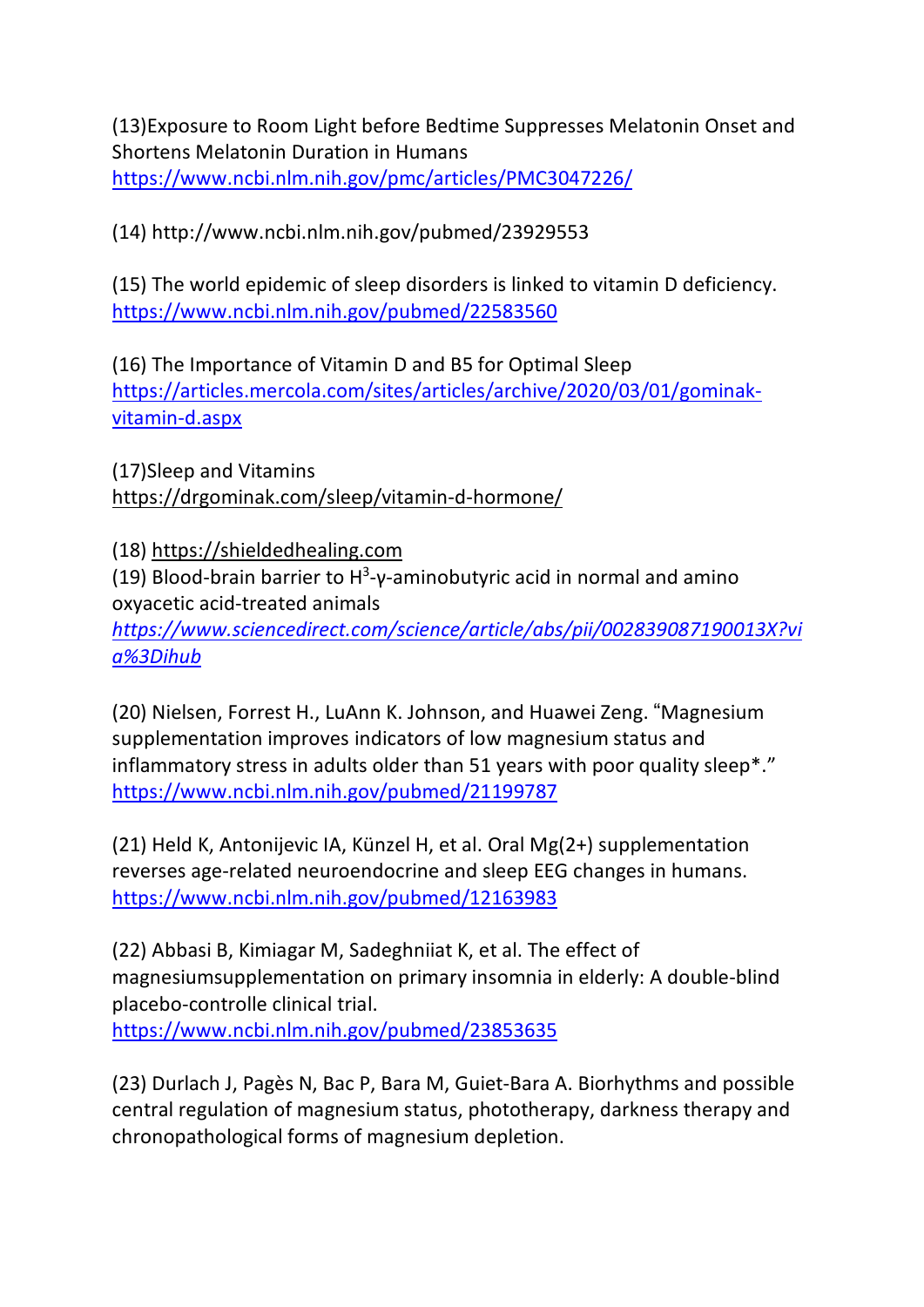(13)Exposure to Room Light before Bedtime Suppresses Melatonin Onset and Shortens Melatonin Duration in Humans
https://www.ncbi.nlm.nih.gov/pmc/articles/PMC3047226/

(14) http://www.ncbi.nlm.nih.gov/pubmed/23929553

(15) The world epidemic of sleep disorders is linked to vitamin D deficiency.
https://www.ncbi.nlm.nih.gov/pubmed/22583560

(16) The Importance of Vitamin D and B5 for Optimal Sleep
https://articles.mercola.com/sites/articles/archive/2020/03/01/gominak-vitamin-d.aspx

(17)Sleep and Vitamins
https://drgominak.com/sleep/vitamin-d-hormone/

(18) https://shieldedhealing.com

(19) Blood-brain barrier to $H^3$-γ-aminobutyric acid in normal and amino oxyacetic acid-treated animals
*https://www.sciencedirect.com/science/article/abs/pii/002839087190013X?via%3Dihub*

(20) Nielsen, Forrest H., LuAnn K. Johnson, and Huawei Zeng. "Magnesium supplementation improves indicators of low magnesium status and inflammatory stress in adults older than 51 years with poor quality sleep*."
https://www.ncbi.nlm.nih.gov/pubmed/21199787

(21) Held K, Antonijevic IA, Künzel H, et al. Oral Mg(2+) supplementation reverses age-related neuroendocrine and sleep EEG changes in humans.
https://www.ncbi.nlm.nih.gov/pubmed/12163983

(22) Abbasi B, Kimiagar M, Sadeghniiat K, et al. The effect of magnesiumsupplementation on primary insomnia in elderly: A double-blind placebo-controlle clinical trial.
https://www.ncbi.nlm.nih.gov/pubmed/23853635

(23) Durlach J, Pagès N, Bac P, Bara M, Guiet-Bara A. Biorhythms and possible central regulation of magnesium status, phototherapy, darkness therapy and chronopathological forms of magnesium depletion.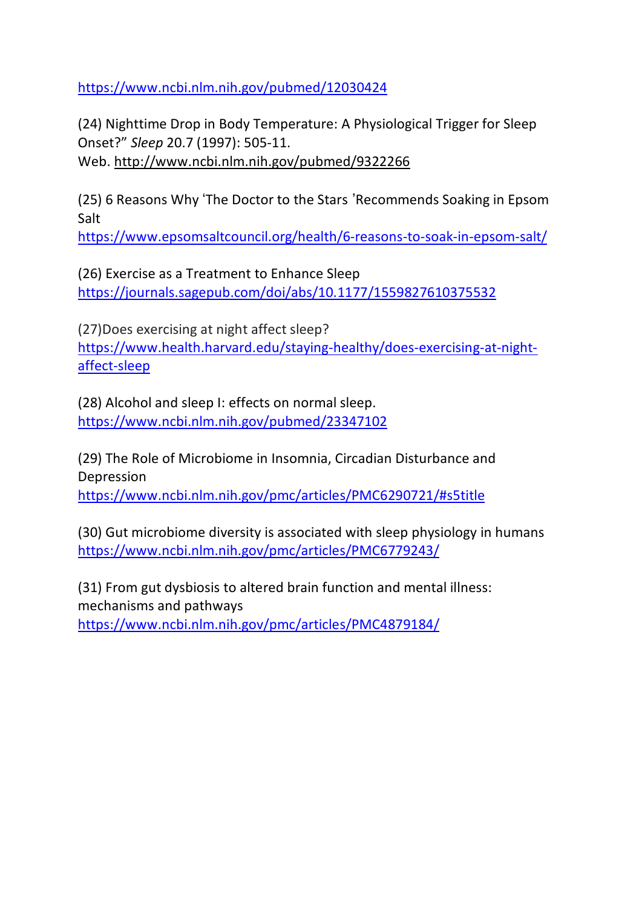https://www.ncbi.nlm.nih.gov/pubmed/12030424

(24) Nighttime Drop in Body Temperature: A Physiological Trigger for Sleep Onset?" *Sleep* 20.7 (1997): 505-11.
Web. http://www.ncbi.nlm.nih.gov/pubmed/9322266

(25) 6 Reasons Why 'The Doctor to the Stars 'Recommends Soaking in Epsom Salt
https://www.epsomsaltcouncil.org/health/6-reasons-to-soak-in-epsom-salt/

(26) Exercise as a Treatment to Enhance Sleep
https://journals.sagepub.com/doi/abs/10.1177/1559827610375532

(27)Does exercising at night affect sleep?
https://www.health.harvard.edu/staying-healthy/does-exercising-at-night-affect-sleep

(28) Alcohol and sleep I: effects on normal sleep.
https://www.ncbi.nlm.nih.gov/pubmed/23347102

(29) The Role of Microbiome in Insomnia, Circadian Disturbance and Depression
https://www.ncbi.nlm.nih.gov/pmc/articles/PMC6290721/#s5title

(30) Gut microbiome diversity is associated with sleep physiology in humans
https://www.ncbi.nlm.nih.gov/pmc/articles/PMC6779243/

(31) From gut dysbiosis to altered brain function and mental illness: mechanisms and pathways
https://www.ncbi.nlm.nih.gov/pmc/articles/PMC4879184/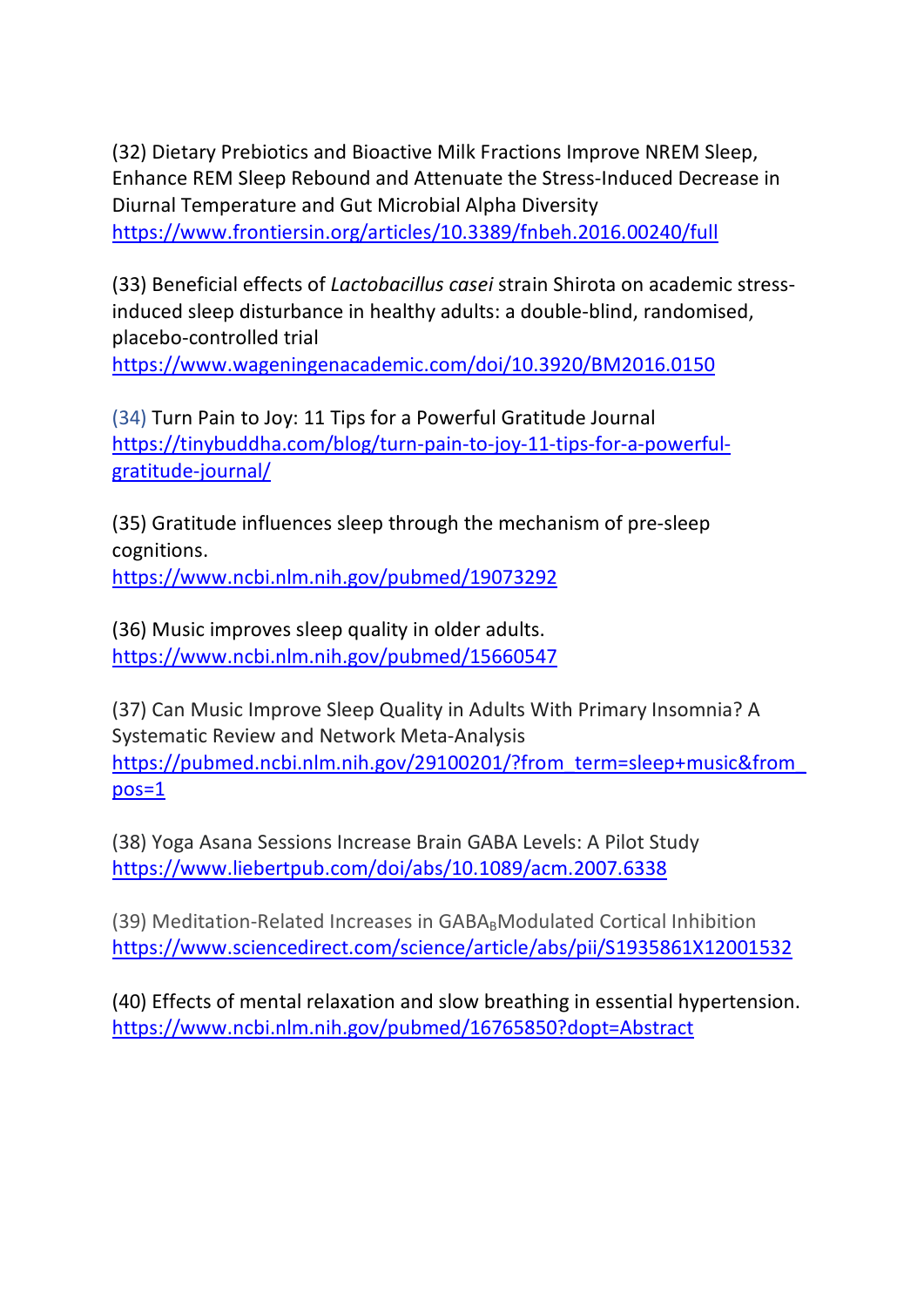(32) Dietary Prebiotics and Bioactive Milk Fractions Improve NREM Sleep, Enhance REM Sleep Rebound and Attenuate the Stress-Induced Decrease in Diurnal Temperature and Gut Microbial Alpha Diversity
https://www.frontiersin.org/articles/10.3389/fnbeh.2016.00240/full

(33) Beneficial effects of *Lactobacillus casei* strain Shirota on academic stress-induced sleep disturbance in healthy adults: a double-blind, randomised, placebo-controlled trial
https://www.wageningenacademic.com/doi/10.3920/BM2016.0150

(34) Turn Pain to Joy: 11 Tips for a Powerful Gratitude Journal
https://tinybuddha.com/blog/turn-pain-to-joy-11-tips-for-a-powerful-gratitude-journal/

(35) Gratitude influences sleep through the mechanism of pre-sleep cognitions.
https://www.ncbi.nlm.nih.gov/pubmed/19073292

(36) Music improves sleep quality in older adults.
https://www.ncbi.nlm.nih.gov/pubmed/15660547

(37) Can Music Improve Sleep Quality in Adults With Primary Insomnia? A Systematic Review and Network Meta-Analysis
https://pubmed.ncbi.nlm.nih.gov/29100201/?from_term=sleep+music&from_pos=1

(38) Yoga Asana Sessions Increase Brain GABA Levels: A Pilot Study
https://www.liebertpub.com/doi/abs/10.1089/acm.2007.6338

(39) Meditation-Related Increases in $GABA_B$ Modulated Cortical Inhibition
https://www.sciencedirect.com/science/article/abs/pii/S1935861X12001532

(40) Effects of mental relaxation and slow breathing in essential hypertension.
https://www.ncbi.nlm.nih.gov/pubmed/16765850?dopt=Abstract